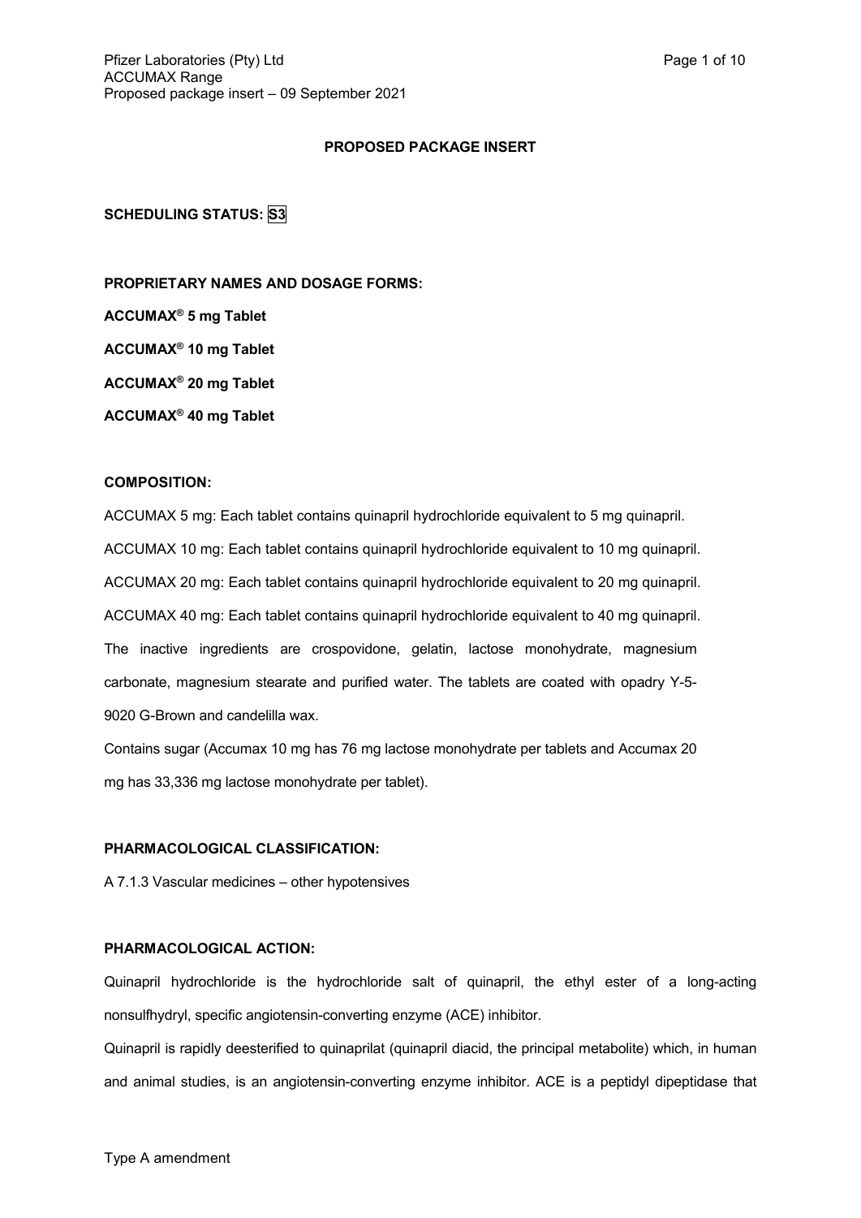**PROPOSED PACKAGE INSERT**

**SCHEDULING STATUS: S3**

**PROPRIETARY NAMES AND DOSAGE FORMS:**

**ACCUMAX® 5 mg Tablet**

**ACCUMAX® 10 mg Tablet**

**ACCUMAX® 20 mg Tablet**

**ACCUMAX® 40 mg Tablet**

**COMPOSITION:**

ACCUMAX 5 mg: Each tablet contains quinapril hydrochloride equivalent to 5 mg quinapril.

ACCUMAX 10 mg: Each tablet contains quinapril hydrochloride equivalent to 10 mg quinapril.

ACCUMAX 20 mg: Each tablet contains quinapril hydrochloride equivalent to 20 mg quinapril.

ACCUMAX 40 mg: Each tablet contains quinapril hydrochloride equivalent to 40 mg quinapril.

The inactive ingredients are crospovidone, gelatin, lactose monohydrate, magnesium carbonate, magnesium stearate and purified water. The tablets are coated with opadry Y-5-9020 G-Brown and candelilla wax.

Contains sugar (Accumax 10 mg has 76 mg lactose monohydrate per tablets and Accumax 20 mg has 33,336 mg lactose monohydrate per tablet).

**PHARMACOLOGICAL CLASSIFICATION:**

A 7.1.3 Vascular medicines – other hypotensives

**PHARMACOLOGICAL ACTION:**

Quinapril hydrochloride is the hydrochloride salt of quinapril, the ethyl ester of a long-acting nonsulfhydryl, specific angiotensin-converting enzyme (ACE) inhibitor.

Quinapril is rapidly deesterified to quinaprilat (quinapril diacid, the principal metabolite) which, in human and animal studies, is an angiotensin-converting enzyme inhibitor. ACE is a peptidyl dipeptidase that

Type A amendment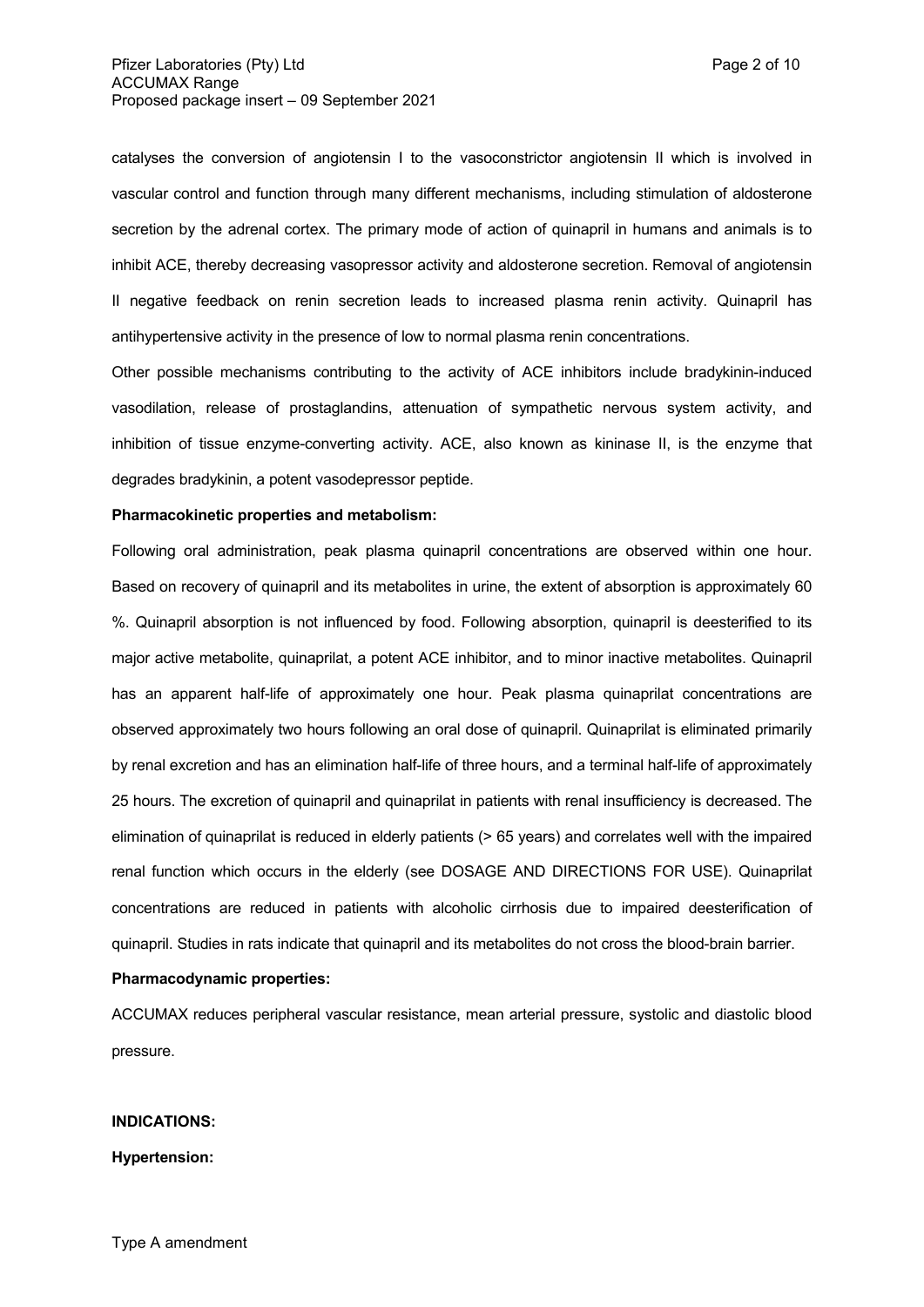catalyses the conversion of angiotensin I to the vasoconstrictor angiotensin II which is involved in vascular control and function through many different mechanisms, including stimulation of aldosterone secretion by the adrenal cortex. The primary mode of action of quinapril in humans and animals is to inhibit ACE, thereby decreasing vasopressor activity and aldosterone secretion. Removal of angiotensin II negative feedback on renin secretion leads to increased plasma renin activity. Quinapril has antihypertensive activity in the presence of low to normal plasma renin concentrations.

Other possible mechanisms contributing to the activity of ACE inhibitors include bradykinin-induced vasodilation, release of prostaglandins, attenuation of sympathetic nervous system activity, and inhibition of tissue enzyme-converting activity. ACE, also known as kininase II, is the enzyme that degrades bradykinin, a potent vasodepressor peptide.

**Pharmacokinetic properties and metabolism:**

Following oral administration, peak plasma quinapril concentrations are observed within one hour. Based on recovery of quinapril and its metabolites in urine, the extent of absorption is approximately 60 %. Quinapril absorption is not influenced by food. Following absorption, quinapril is deesterified to its major active metabolite, quinaprilat, a potent ACE inhibitor, and to minor inactive metabolites. Quinapril has an apparent half-life of approximately one hour. Peak plasma quinaprilat concentrations are observed approximately two hours following an oral dose of quinapril. Quinaprilat is eliminated primarily by renal excretion and has an elimination half-life of three hours, and a terminal half-life of approximately 25 hours. The excretion of quinapril and quinaprilat in patients with renal insufficiency is decreased. The elimination of quinaprilat is reduced in elderly patients (> 65 years) and correlates well with the impaired renal function which occurs in the elderly (see DOSAGE AND DIRECTIONS FOR USE). Quinaprilat concentrations are reduced in patients with alcoholic cirrhosis due to impaired deesterification of quinapril. Studies in rats indicate that quinapril and its metabolites do not cross the blood-brain barrier.

**Pharmacodynamic properties:**

ACCUMAX reduces peripheral vascular resistance, mean arterial pressure, systolic and diastolic blood pressure.

**INDICATIONS:**

**Hypertension:**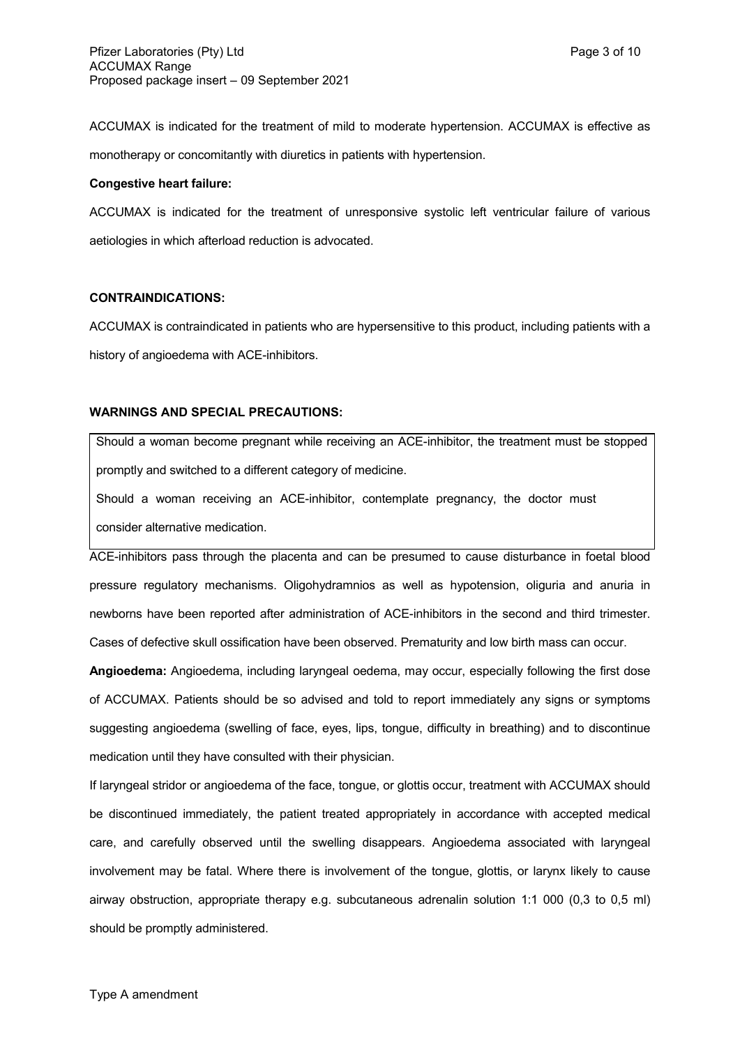ACCUMAX is indicated for the treatment of mild to moderate hypertension. ACCUMAX is effective as monotherapy or concomitantly with diuretics in patients with hypertension.

**Congestive heart failure:**

ACCUMAX is indicated for the treatment of unresponsive systolic left ventricular failure of various aetiologies in which afterload reduction is advocated.

**CONTRAINDICATIONS:**

ACCUMAX is contraindicated in patients who are hypersensitive to this product, including patients with a history of angioedema with ACE-inhibitors.

**WARNINGS AND SPECIAL PRECAUTIONS:**

Should a woman become pregnant while receiving an ACE-inhibitor, the treatment must be stopped promptly and switched to a different category of medicine.

Should a woman receiving an ACE-inhibitor, contemplate pregnancy, the doctor must consider alternative medication.

ACE-inhibitors pass through the placenta and can be presumed to cause disturbance in foetal blood pressure regulatory mechanisms. Oligohydramnios as well as hypotension, oliguria and anuria in newborns have been reported after administration of ACE-inhibitors in the second and third trimester. Cases of defective skull ossification have been observed. Prematurity and low birth mass can occur.

**Angioedema:** Angioedema, including laryngeal oedema, may occur, especially following the first dose of ACCUMAX. Patients should be so advised and told to report immediately any signs or symptoms suggesting angioedema (swelling of face, eyes, lips, tongue, difficulty in breathing) and to discontinue medication until they have consulted with their physician.

If laryngeal stridor or angioedema of the face, tongue, or glottis occur, treatment with ACCUMAX should be discontinued immediately, the patient treated appropriately in accordance with accepted medical care, and carefully observed until the swelling disappears. Angioedema associated with laryngeal involvement may be fatal. Where there is involvement of the tongue, glottis, or larynx likely to cause airway obstruction, appropriate therapy e.g. subcutaneous adrenalin solution 1:1 000 (0,3 to 0,5 ml) should be promptly administered.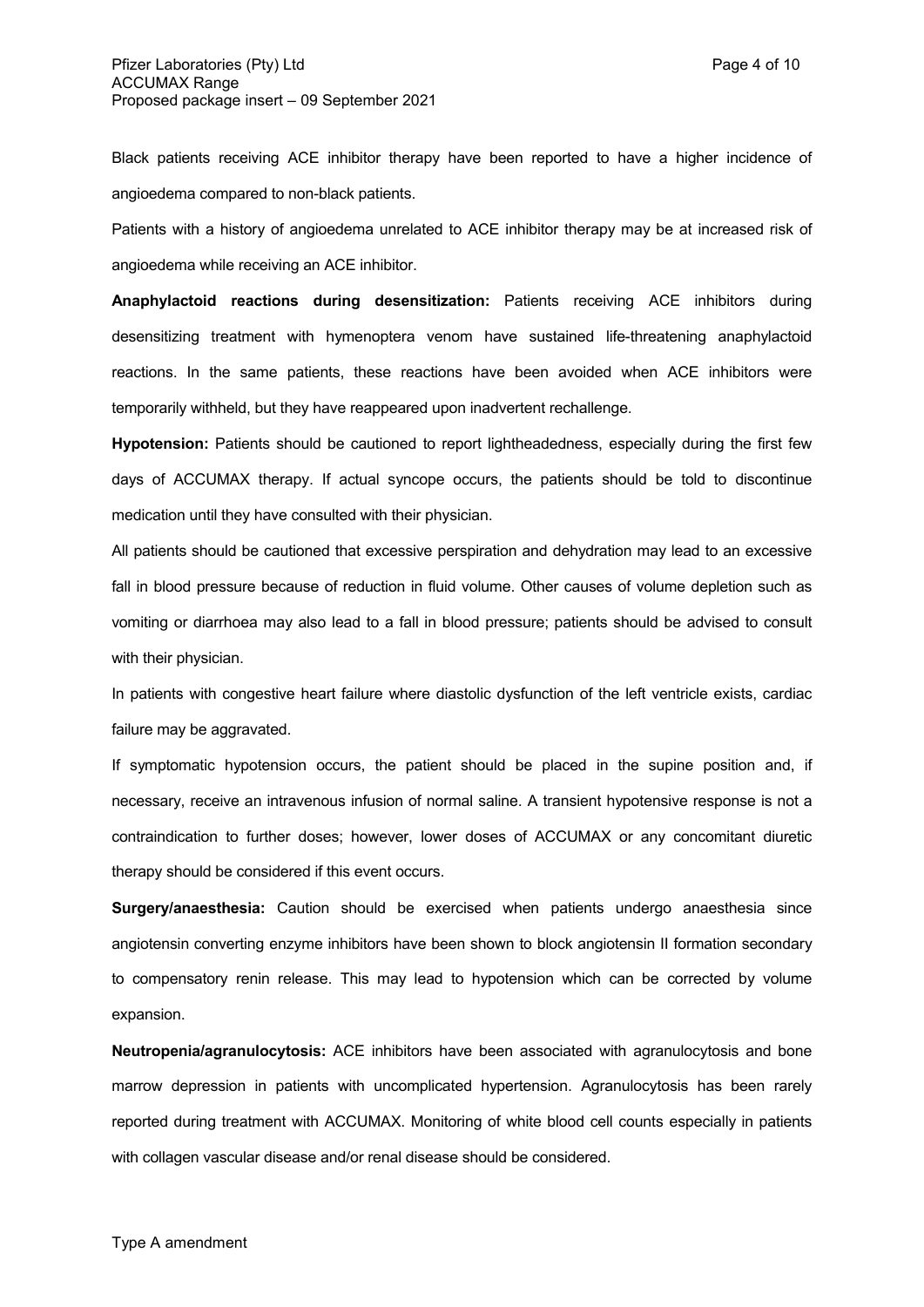Black patients receiving ACE inhibitor therapy have been reported to have a higher incidence of angioedema compared to non-black patients.

Patients with a history of angioedema unrelated to ACE inhibitor therapy may be at increased risk of angioedema while receiving an ACE inhibitor.

**Anaphylactoid reactions during desensitization:** Patients receiving ACE inhibitors during desensitizing treatment with hymenoptera venom have sustained life-threatening anaphylactoid reactions. In the same patients, these reactions have been avoided when ACE inhibitors were temporarily withheld, but they have reappeared upon inadvertent rechallenge.

**Hypotension:** Patients should be cautioned to report lightheadedness, especially during the first few days of ACCUMAX therapy. If actual syncope occurs, the patients should be told to discontinue medication until they have consulted with their physician.

All patients should be cautioned that excessive perspiration and dehydration may lead to an excessive fall in blood pressure because of reduction in fluid volume. Other causes of volume depletion such as vomiting or diarrhoea may also lead to a fall in blood pressure; patients should be advised to consult with their physician.

In patients with congestive heart failure where diastolic dysfunction of the left ventricle exists, cardiac failure may be aggravated.

If symptomatic hypotension occurs, the patient should be placed in the supine position and, if necessary, receive an intravenous infusion of normal saline. A transient hypotensive response is not a contraindication to further doses; however, lower doses of ACCUMAX or any concomitant diuretic therapy should be considered if this event occurs.

**Surgery/anaesthesia:** Caution should be exercised when patients undergo anaesthesia since angiotensin converting enzyme inhibitors have been shown to block angiotensin II formation secondary to compensatory renin release. This may lead to hypotension which can be corrected by volume expansion.

**Neutropenia/agranulocytosis:** ACE inhibitors have been associated with agranulocytosis and bone marrow depression in patients with uncomplicated hypertension. Agranulocytosis has been rarely reported during treatment with ACCUMAX. Monitoring of white blood cell counts especially in patients with collagen vascular disease and/or renal disease should be considered.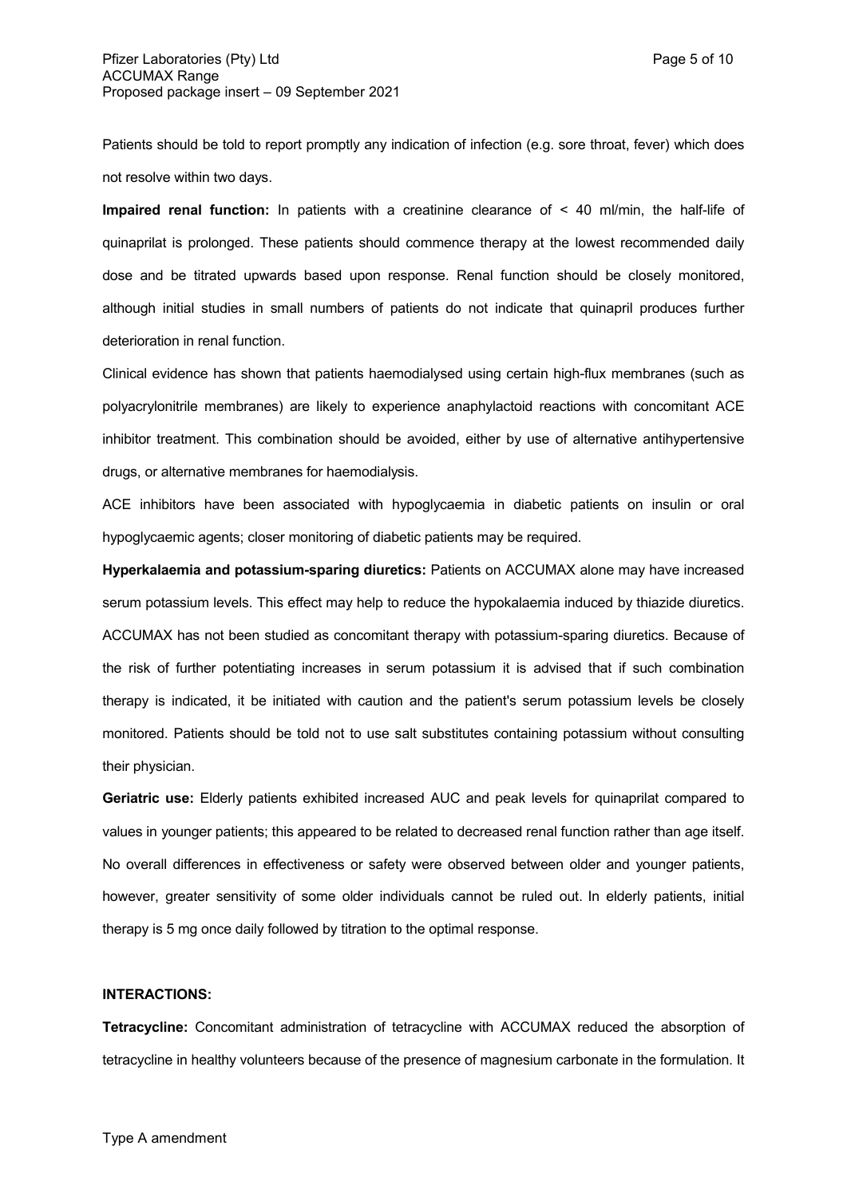Patients should be told to report promptly any indication of infection (e.g. sore throat, fever) which does not resolve within two days.

**Impaired renal function:** In patients with a creatinine clearance of < 40 ml/min, the half-life of quinaprilat is prolonged. These patients should commence therapy at the lowest recommended daily dose and be titrated upwards based upon response. Renal function should be closely monitored, although initial studies in small numbers of patients do not indicate that quinapril produces further deterioration in renal function.

Clinical evidence has shown that patients haemodialysed using certain high-flux membranes (such as polyacrylonitrile membranes) are likely to experience anaphylactoid reactions with concomitant ACE inhibitor treatment. This combination should be avoided, either by use of alternative antihypertensive drugs, or alternative membranes for haemodialysis.

ACE inhibitors have been associated with hypoglycaemia in diabetic patients on insulin or oral hypoglycaemic agents; closer monitoring of diabetic patients may be required.

**Hyperkalaemia and potassium-sparing diuretics:** Patients on ACCUMAX alone may have increased serum potassium levels. This effect may help to reduce the hypokalaemia induced by thiazide diuretics. ACCUMAX has not been studied as concomitant therapy with potassium-sparing diuretics. Because of the risk of further potentiating increases in serum potassium it is advised that if such combination therapy is indicated, it be initiated with caution and the patient's serum potassium levels be closely monitored. Patients should be told not to use salt substitutes containing potassium without consulting their physician.

**Geriatric use:** Elderly patients exhibited increased AUC and peak levels for quinaprilat compared to values in younger patients; this appeared to be related to decreased renal function rather than age itself. No overall differences in effectiveness or safety were observed between older and younger patients, however, greater sensitivity of some older individuals cannot be ruled out. In elderly patients, initial therapy is 5 mg once daily followed by titration to the optimal response.

**INTERACTIONS:**

**Tetracycline:** Concomitant administration of tetracycline with ACCUMAX reduced the absorption of tetracycline in healthy volunteers because of the presence of magnesium carbonate in the formulation. It

Type A amendment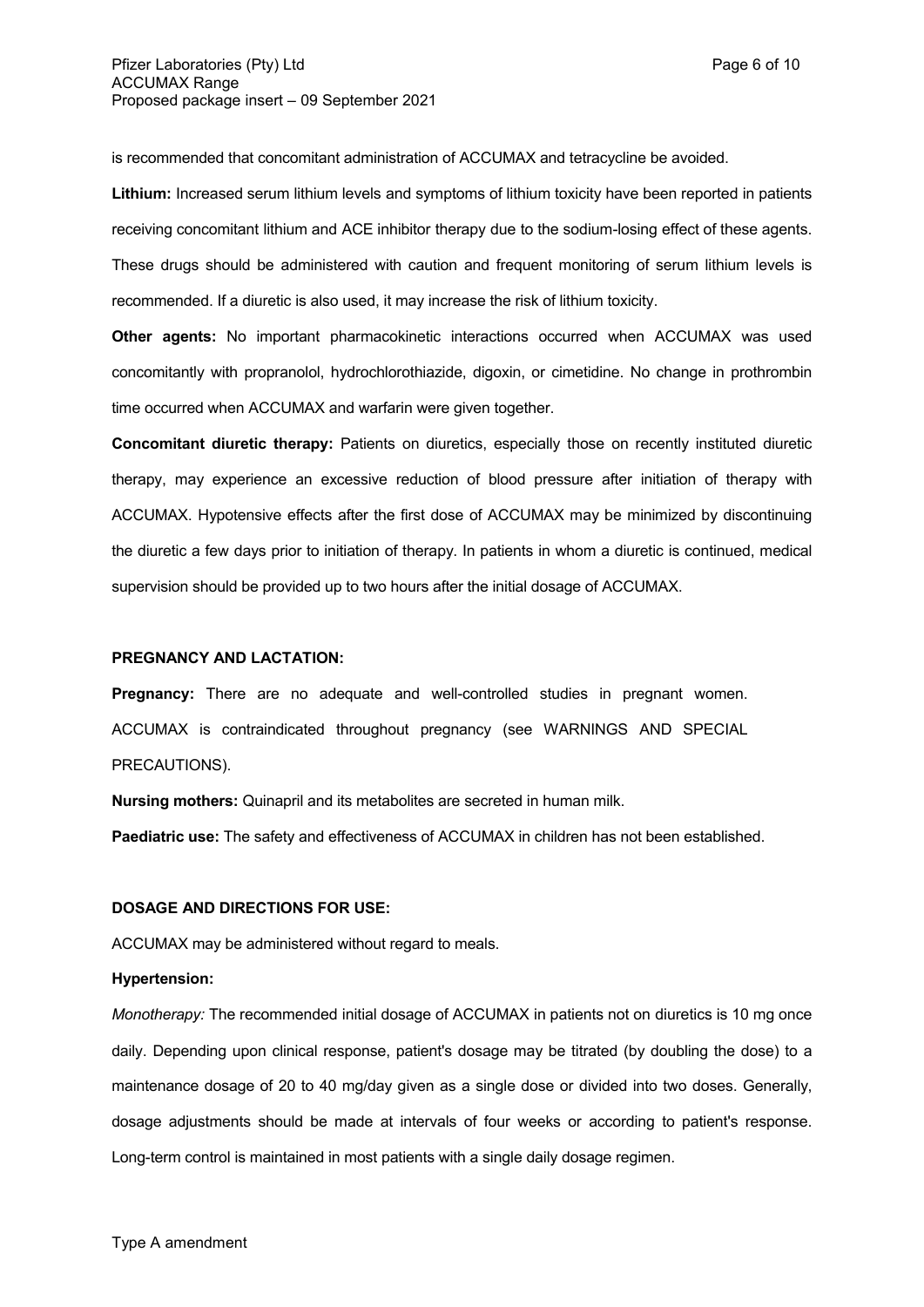is recommended that concomitant administration of ACCUMAX and tetracycline be avoided.

**Lithium:** Increased serum lithium levels and symptoms of lithium toxicity have been reported in patients receiving concomitant lithium and ACE inhibitor therapy due to the sodium-losing effect of these agents. These drugs should be administered with caution and frequent monitoring of serum lithium levels is recommended. If a diuretic is also used, it may increase the risk of lithium toxicity.

**Other agents:** No important pharmacokinetic interactions occurred when ACCUMAX was used concomitantly with propranolol, hydrochlorothiazide, digoxin, or cimetidine. No change in prothrombin time occurred when ACCUMAX and warfarin were given together.

**Concomitant diuretic therapy:** Patients on diuretics, especially those on recently instituted diuretic therapy, may experience an excessive reduction of blood pressure after initiation of therapy with ACCUMAX. Hypotensive effects after the first dose of ACCUMAX may be minimized by discontinuing the diuretic a few days prior to initiation of therapy. In patients in whom a diuretic is continued, medical supervision should be provided up to two hours after the initial dosage of ACCUMAX.

**PREGNANCY AND LACTATION:**

**Pregnancy:** There are no adequate and well-controlled studies in pregnant women. ACCUMAX is contraindicated throughout pregnancy (see WARNINGS AND SPECIAL PRECAUTIONS).

**Nursing mothers:** Quinapril and its metabolites are secreted in human milk.

**Paediatric use:** The safety and effectiveness of ACCUMAX in children has not been established.

**DOSAGE AND DIRECTIONS FOR USE:**

ACCUMAX may be administered without regard to meals.

**Hypertension:**

*Monotherapy:* The recommended initial dosage of ACCUMAX in patients not on diuretics is 10 mg once daily. Depending upon clinical response, patient's dosage may be titrated (by doubling the dose) to a maintenance dosage of 20 to 40 mg/day given as a single dose or divided into two doses. Generally, dosage adjustments should be made at intervals of four weeks or according to patient's response. Long-term control is maintained in most patients with a single daily dosage regimen.

Type A amendment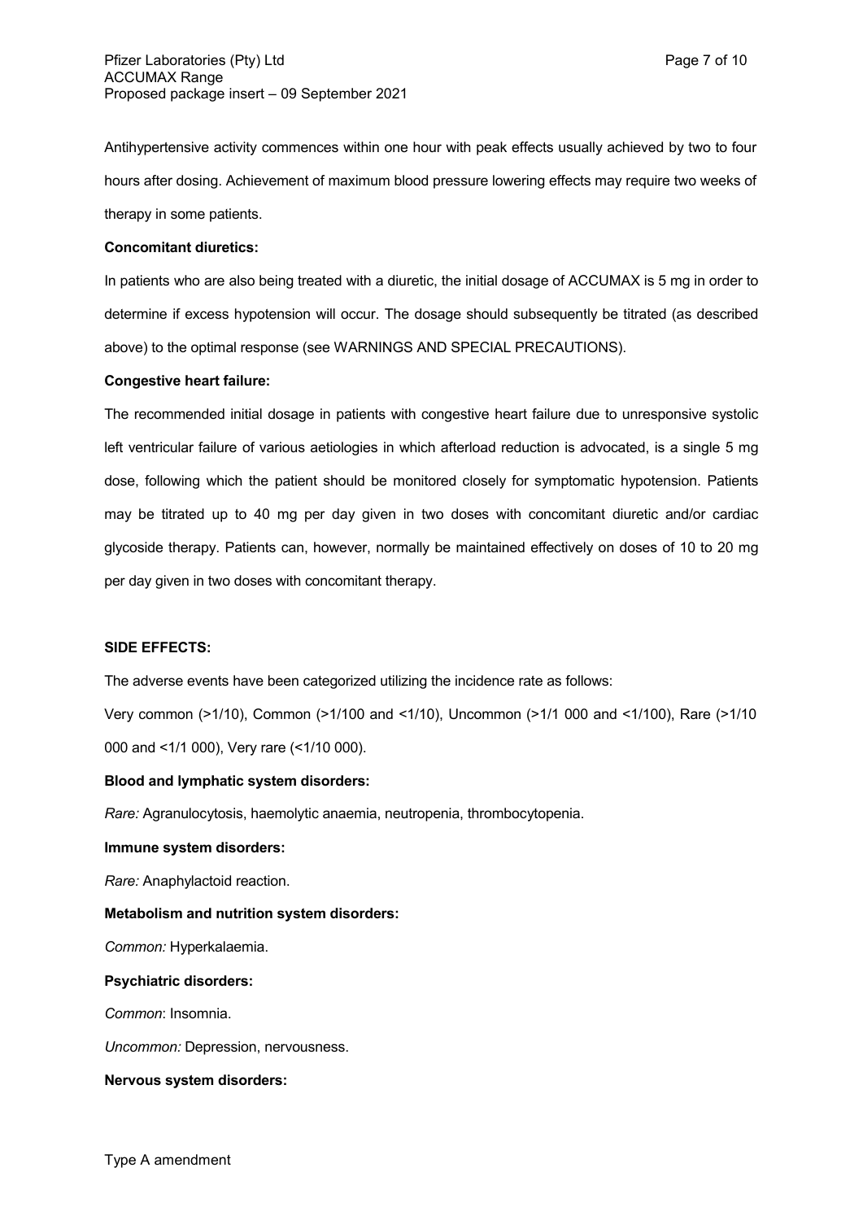Antihypertensive activity commences within one hour with peak effects usually achieved by two to four hours after dosing. Achievement of maximum blood pressure lowering effects may require two weeks of therapy in some patients.

**Concomitant diuretics:**

In patients who are also being treated with a diuretic, the initial dosage of ACCUMAX is 5 mg in order to determine if excess hypotension will occur. The dosage should subsequently be titrated (as described above) to the optimal response (see WARNINGS AND SPECIAL PRECAUTIONS).

**Congestive heart failure:**

The recommended initial dosage in patients with congestive heart failure due to unresponsive systolic left ventricular failure of various aetiologies in which afterload reduction is advocated, is a single 5 mg dose, following which the patient should be monitored closely for symptomatic hypotension. Patients may be titrated up to 40 mg per day given in two doses with concomitant diuretic and/or cardiac glycoside therapy. Patients can, however, normally be maintained effectively on doses of 10 to 20 mg per day given in two doses with concomitant therapy.

**SIDE EFFECTS:**

The adverse events have been categorized utilizing the incidence rate as follows:

Very common (>1/10), Common (>1/100 and <1/10), Uncommon (>1/1 000 and <1/100), Rare (>1/10 000 and <1/1 000), Very rare (<1/10 000).

**Blood and lymphatic system disorders:**

*Rare:* Agranulocytosis, haemolytic anaemia, neutropenia, thrombocytopenia.

**Immune system disorders:**

*Rare:* Anaphylactoid reaction.

**Metabolism and nutrition system disorders:**

*Common:* Hyperkalaemia.

**Psychiatric disorders:**

*Common*: Insomnia.

*Uncommon:* Depression, nervousness.

**Nervous system disorders:**

Type A amendment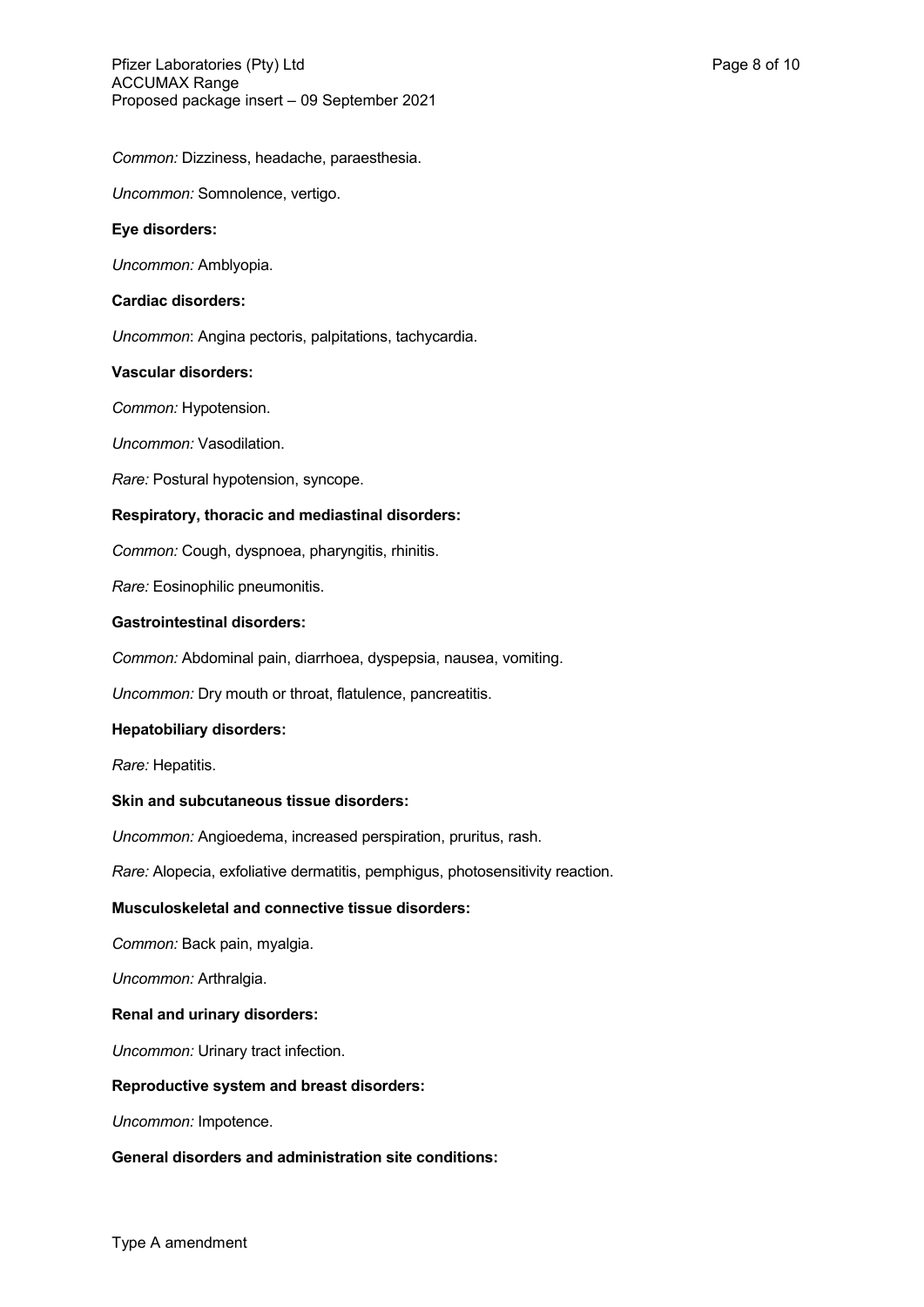*Common:* Dizziness, headache, paraesthesia.

*Uncommon:* Somnolence, vertigo.

**Eye disorders:**

*Uncommon:* Amblyopia.

**Cardiac disorders:**

*Uncommon*: Angina pectoris, palpitations, tachycardia.

**Vascular disorders:**

*Common:* Hypotension.

*Uncommon:* Vasodilation.

*Rare:* Postural hypotension, syncope.

**Respiratory, thoracic and mediastinal disorders:**

*Common:* Cough, dyspnoea, pharyngitis, rhinitis.

*Rare:* Eosinophilic pneumonitis.

**Gastrointestinal disorders:**

*Common:* Abdominal pain, diarrhoea, dyspepsia, nausea, vomiting.

*Uncommon:* Dry mouth or throat, flatulence, pancreatitis.

**Hepatobiliary disorders:**

*Rare:* Hepatitis.

**Skin and subcutaneous tissue disorders:**

*Uncommon:* Angioedema, increased perspiration, pruritus, rash.

*Rare:* Alopecia, exfoliative dermatitis, pemphigus, photosensitivity reaction.

**Musculoskeletal and connective tissue disorders:**

*Common:* Back pain, myalgia.

*Uncommon:* Arthralgia.

**Renal and urinary disorders:**

*Uncommon:* Urinary tract infection.

**Reproductive system and breast disorders:**

*Uncommon:* Impotence.

**General disorders and administration site conditions:**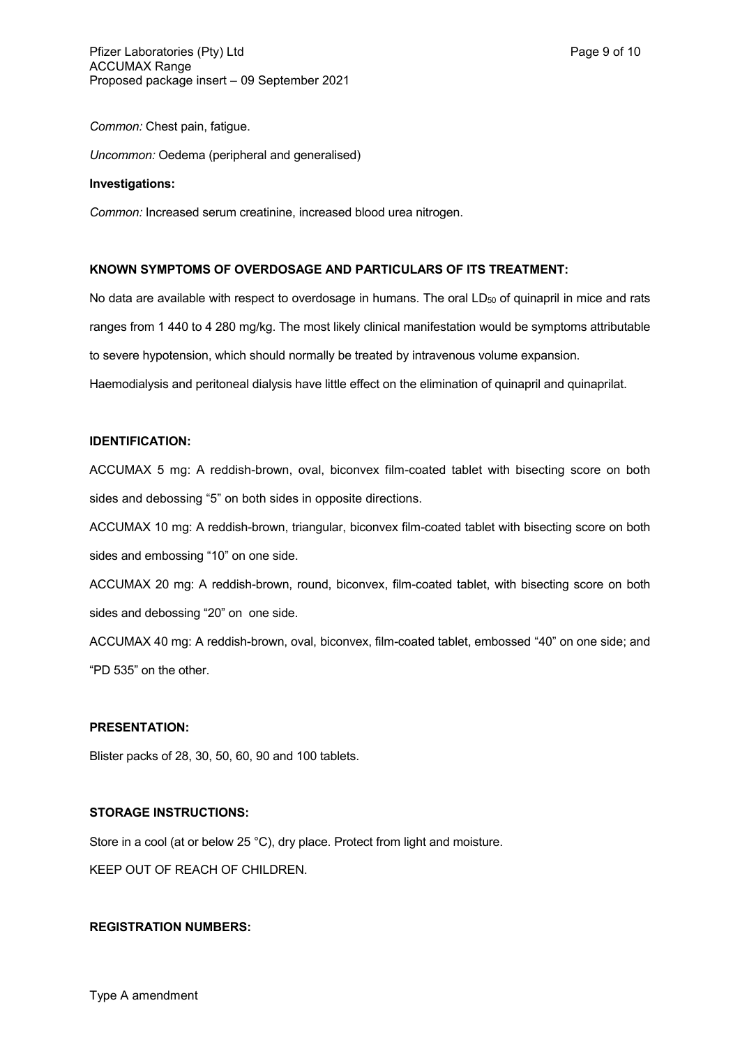*Common:* Chest pain, fatigue.

*Uncommon:* Oedema (peripheral and generalised)

**Investigations:**

*Common:* Increased serum creatinine, increased blood urea nitrogen.

**KNOWN SYMPTOMS OF OVERDOSAGE AND PARTICULARS OF ITS TREATMENT:**

No data are available with respect to overdosage in humans. The oral $LD_{50}$ of quinapril in mice and rats ranges from 1 440 to 4 280 mg/kg. The most likely clinical manifestation would be symptoms attributable to severe hypotension, which should normally be treated by intravenous volume expansion.

Haemodialysis and peritoneal dialysis have little effect on the elimination of quinapril and quinaprilat.

**IDENTIFICATION:**

ACCUMAX 5 mg: A reddish-brown, oval, biconvex film-coated tablet with bisecting score on both sides and debossing "5" on both sides in opposite directions.

ACCUMAX 10 mg: A reddish-brown, triangular, biconvex film-coated tablet with bisecting score on both sides and embossing "10" on one side.

ACCUMAX 20 mg: A reddish-brown, round, biconvex, film-coated tablet, with bisecting score on both sides and debossing "20" on one side.

ACCUMAX 40 mg: A reddish-brown, oval, biconvex, film-coated tablet, embossed "40" on one side; and "PD 535" on the other.

**PRESENTATION:**

Blister packs of 28, 30, 50, 60, 90 and 100 tablets.

**STORAGE INSTRUCTIONS:**

Store in a cool (at or below 25 °C), dry place. Protect from light and moisture.

KEEP OUT OF REACH OF CHILDREN.

**REGISTRATION NUMBERS:**

Type A amendment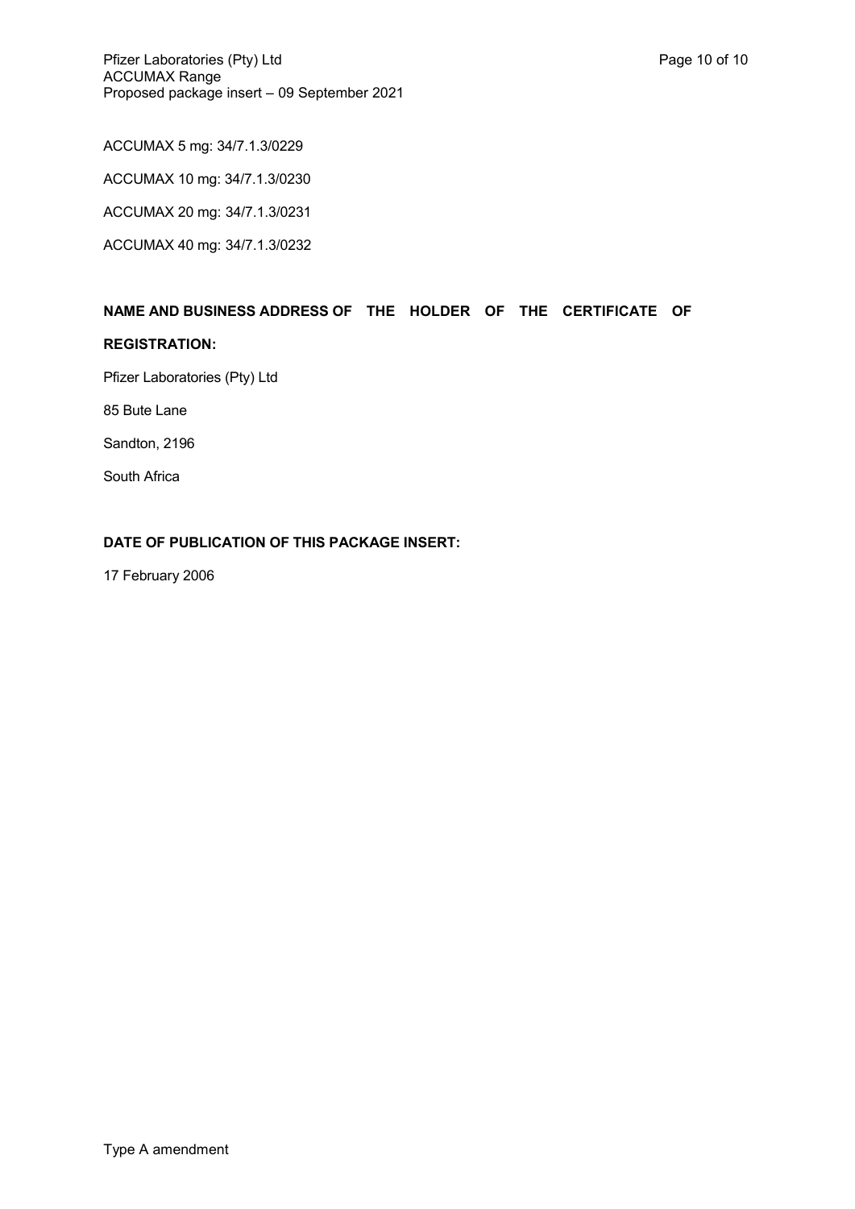ACCUMAX 5 mg: 34/7.1.3/0229

ACCUMAX 10 mg: 34/7.1.3/0230

ACCUMAX 20 mg: 34/7.1.3/0231

ACCUMAX 40 mg: 34/7.1.3/0232

**NAME AND BUSINESS ADDRESS OF THE HOLDER OF THE CERTIFICATE OF REGISTRATION:**

Pfizer Laboratories (Pty) Ltd

85 Bute Lane

Sandton, 2196

South Africa

**DATE OF PUBLICATION OF THIS PACKAGE INSERT:**

17 February 2006

Type A amendment